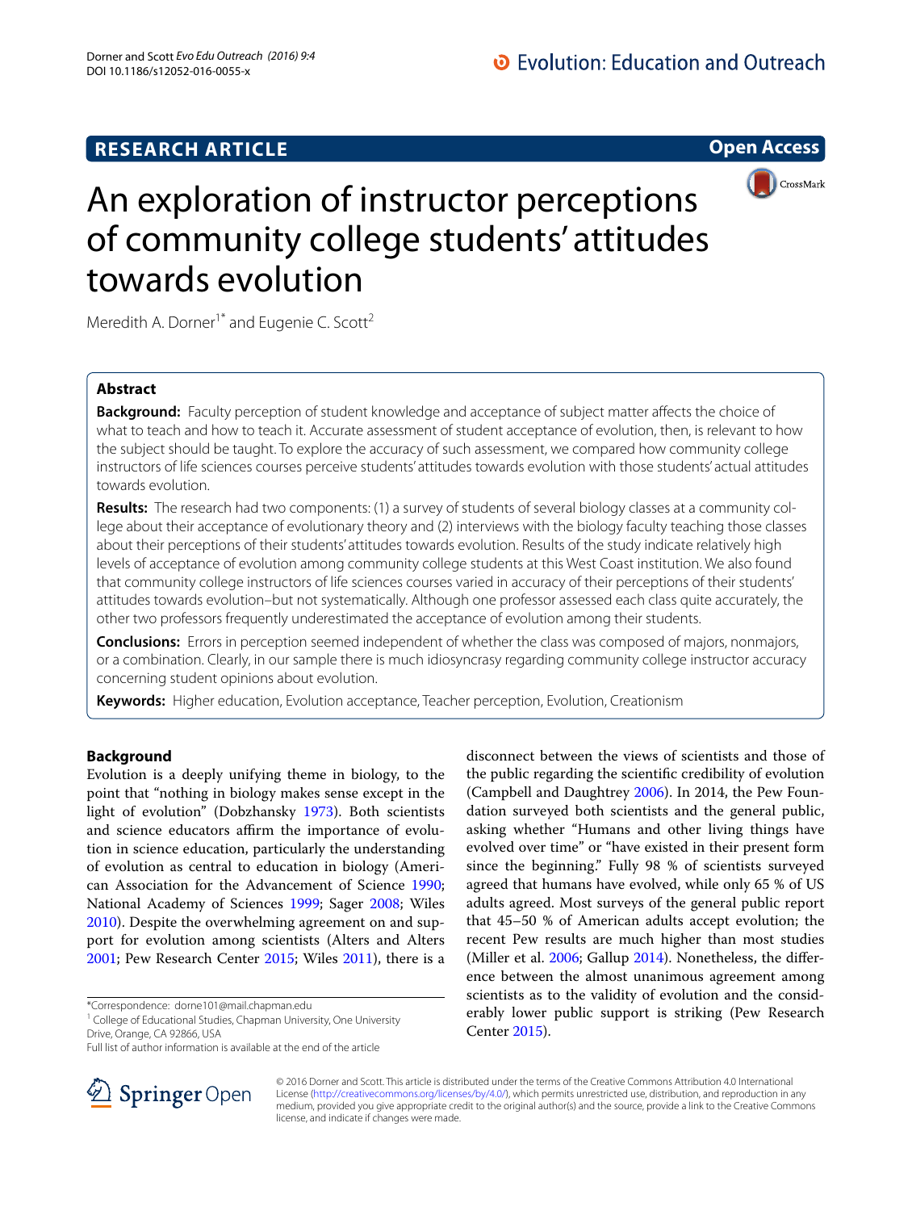RESEARCH ARTICLE

Open Access

# An exploration of instructor perceptions of community college students' attitudes towards evolution

Meredith A. Dorner[1*] and Eugenie C. Scott[2]

## Abstract

**Background:** Faculty perception of student knowledge and acceptance of subject matter affects the choice of what to teach and how to teach it. Accurate assessment of student acceptance of evolution, then, is relevant to how the subject should be taught. To explore the accuracy of such assessment, we compared how community college instructors of life sciences courses perceive students' attitudes towards evolution with those students' actual attitudes towards evolution.

**Results:** The research had two components: (1) a survey of students of several biology classes at a community college about their acceptance of evolutionary theory and (2) interviews with the biology faculty teaching those classes about their perceptions of their students' attitudes towards evolution. Results of the study indicate relatively high levels of acceptance of evolution among community college students at this West Coast institution. We also found that community college instructors of life sciences courses varied in accuracy of their perceptions of their students' attitudes towards evolution–but not systematically. Although one professor assessed each class quite accurately, the other two professors frequently underestimated the acceptance of evolution among their students.

**Conclusions:** Errors in perception seemed independent of whether the class was composed of majors, nonmajors, or a combination. Clearly, in our sample there is much idiosyncrasy regarding community college instructor accuracy concerning student opinions about evolution.

**Keywords:** Higher education, Evolution acceptance, Teacher perception, Evolution, Creationism

## Background

Evolution is a deeply unifying theme in biology, to the point that "nothing in biology makes sense except in the light of evolution" (Dobzhansky 1973). Both scientists and science educators affirm the importance of evolution in science education, particularly the understanding of evolution as central to education in biology (American Association for the Advancement of Science 1990; National Academy of Sciences 1999; Sager 2008; Wiles 2010). Despite the overwhelming agreement on and support for evolution among scientists (Alters and Alters 2001; Pew Research Center 2015; Wiles 2011), there is a disconnect between the views of scientists and those of the public regarding the scientific credibility of evolution (Campbell and Daughtrey 2006). In 2014, the Pew Foundation surveyed both scientists and the general public, asking whether "Humans and other living things have evolved over time" or "have existed in their present form since the beginning." Fully 98 % of scientists surveyed agreed that humans have evolved, while only 65 % of US adults agreed. Most surveys of the general public report that 45–50 % of American adults accept evolution; the recent Pew results are much higher than most studies (Miller et al. 2006; Gallup 2014). Nonetheless, the difference between the almost unanimous agreement among scientists as to the validity of evolution and the considerably lower public support is striking (Pew Research Center 2015).

*Correspondence: dorne101@mail.chapman.edu

[1] College of Educational Studies, Chapman University, One University Drive, Orange, CA 92866, USA

Full list of author information is available at the end of the article

© 2016 Dorner and Scott. This article is distributed under the terms of the Creative Commons Attribution 4.0 International License (http://creativecommons.org/licenses/by/4.0/), which permits unrestricted use, distribution, and reproduction in any medium, provided you give appropriate credit to the original author(s) and the source, provide a link to the Creative Commons license, and indicate if changes were made.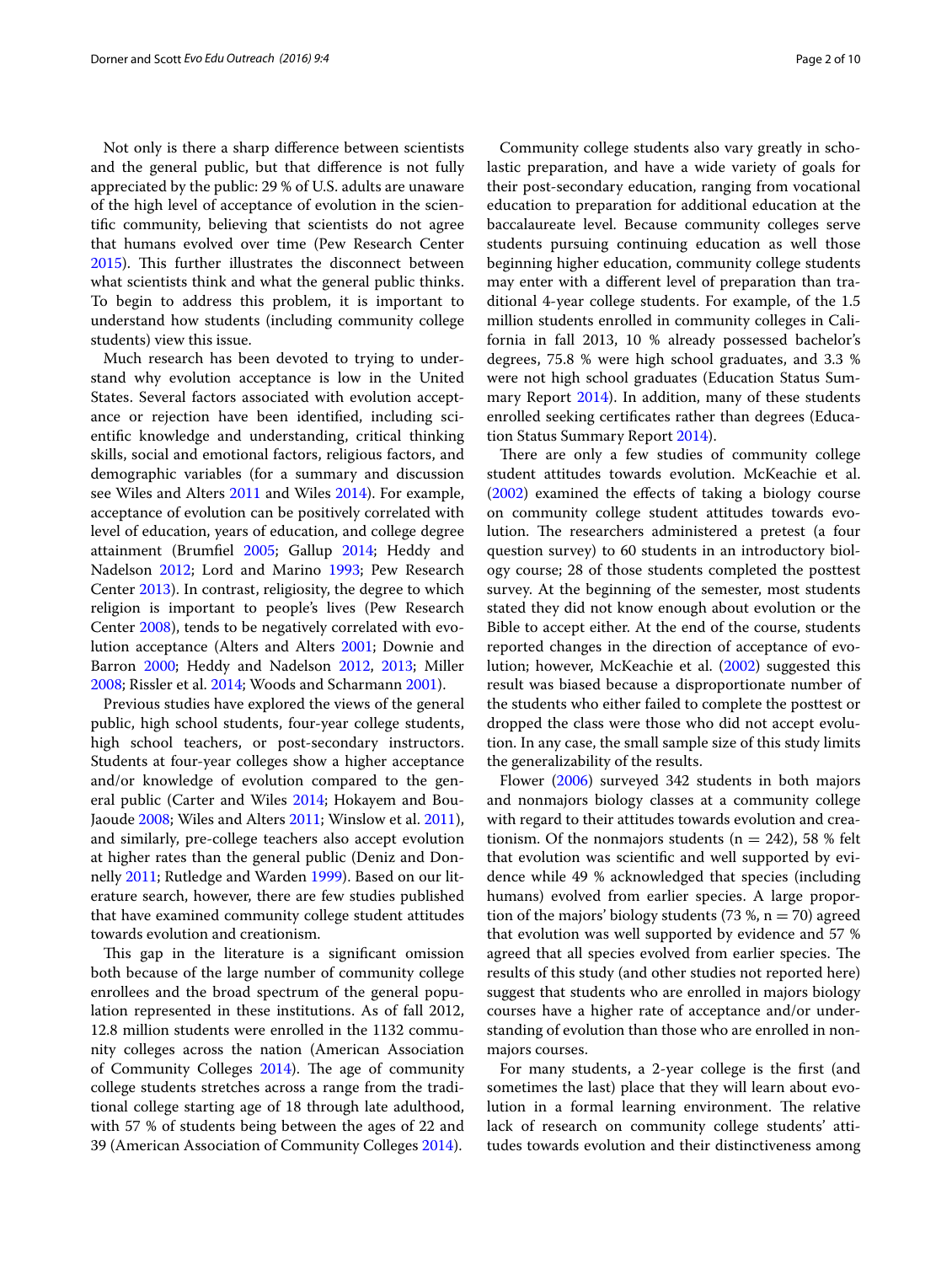Not only is there a sharp difference between scientists and the general public, but that difference is not fully appreciated by the public: 29 % of U.S. adults are unaware of the high level of acceptance of evolution in the scientific community, believing that scientists do not agree that humans evolved over time (Pew Research Center 2015). This further illustrates the disconnect between what scientists think and what the general public thinks. To begin to address this problem, it is important to understand how students (including community college students) view this issue.

Much research has been devoted to trying to understand why evolution acceptance is low in the United States. Several factors associated with evolution acceptance or rejection have been identified, including scientific knowledge and understanding, critical thinking skills, social and emotional factors, religious factors, and demographic variables (for a summary and discussion see Wiles and Alters 2011 and Wiles 2014). For example, acceptance of evolution can be positively correlated with level of education, years of education, and college degree attainment (Brumfiel 2005; Gallup 2014; Heddy and Nadelson 2012; Lord and Marino 1993; Pew Research Center 2013). In contrast, religiosity, the degree to which religion is important to people's lives (Pew Research Center 2008), tends to be negatively correlated with evolution acceptance (Alters and Alters 2001; Downie and Barron 2000; Heddy and Nadelson 2012, 2013; Miller 2008; Rissler et al. 2014; Woods and Scharmann 2001).

Previous studies have explored the views of the general public, high school students, four-year college students, high school teachers, or post-secondary instructors. Students at four-year colleges show a higher acceptance and/or knowledge of evolution compared to the general public (Carter and Wiles 2014; Hokayem and BouJaoude 2008; Wiles and Alters 2011; Winslow et al. 2011), and similarly, pre-college teachers also accept evolution at higher rates than the general public (Deniz and Donnelly 2011; Rutledge and Warden 1999). Based on our literature search, however, there are few studies published that have examined community college student attitudes towards evolution and creationism.

This gap in the literature is a significant omission both because of the large number of community college enrollees and the broad spectrum of the general population represented in these institutions. As of fall 2012, 12.8 million students were enrolled in the 1132 community colleges across the nation (American Association of Community Colleges 2014). The age of community college students stretches across a range from the traditional college starting age of 18 through late adulthood, with 57 % of students being between the ages of 22 and 39 (American Association of Community Colleges 2014).

Community college students also vary greatly in scholastic preparation, and have a wide variety of goals for their post-secondary education, ranging from vocational education to preparation for additional education at the baccalaureate level. Because community colleges serve students pursuing continuing education as well those beginning higher education, community college students may enter with a different level of preparation than traditional 4-year college students. For example, of the 1.5 million students enrolled in community colleges in California in fall 2013, 10 % already possessed bachelor's degrees, 75.8 % were high school graduates, and 3.3 % were not high school graduates (Education Status Summary Report 2014). In addition, many of these students enrolled seeking certificates rather than degrees (Education Status Summary Report 2014).

There are only a few studies of community college student attitudes towards evolution. McKeachie et al. (2002) examined the effects of taking a biology course on community college student attitudes towards evolution. The researchers administered a pretest (a four question survey) to 60 students in an introductory biology course; 28 of those students completed the posttest survey. At the beginning of the semester, most students stated they did not know enough about evolution or the Bible to accept either. At the end of the course, students reported changes in the direction of acceptance of evolution; however, McKeachie et al. (2002) suggested this result was biased because a disproportionate number of the students who either failed to complete the posttest or dropped the class were those who did not accept evolution. In any case, the small sample size of this study limits the generalizability of the results.

Flower (2006) surveyed 342 students in both majors and nonmajors biology classes at a community college with regard to their attitudes towards evolution and creationism. Of the nonmajors students ($n = 242$), 58 % felt that evolution was scientific and well supported by evidence while 49 % acknowledged that species (including humans) evolved from earlier species. A large proportion of the majors' biology students (73 %, $n = 70$) agreed that evolution was well supported by evidence and 57 % agreed that all species evolved from earlier species. The results of this study (and other studies not reported here) suggest that students who are enrolled in majors biology courses have a higher rate of acceptance and/or understanding of evolution than those who are enrolled in nonmajors courses.

For many students, a 2-year college is the first (and sometimes the last) place that they will learn about evolution in a formal learning environment. The relative lack of research on community college students' attitudes towards evolution and their distinctiveness among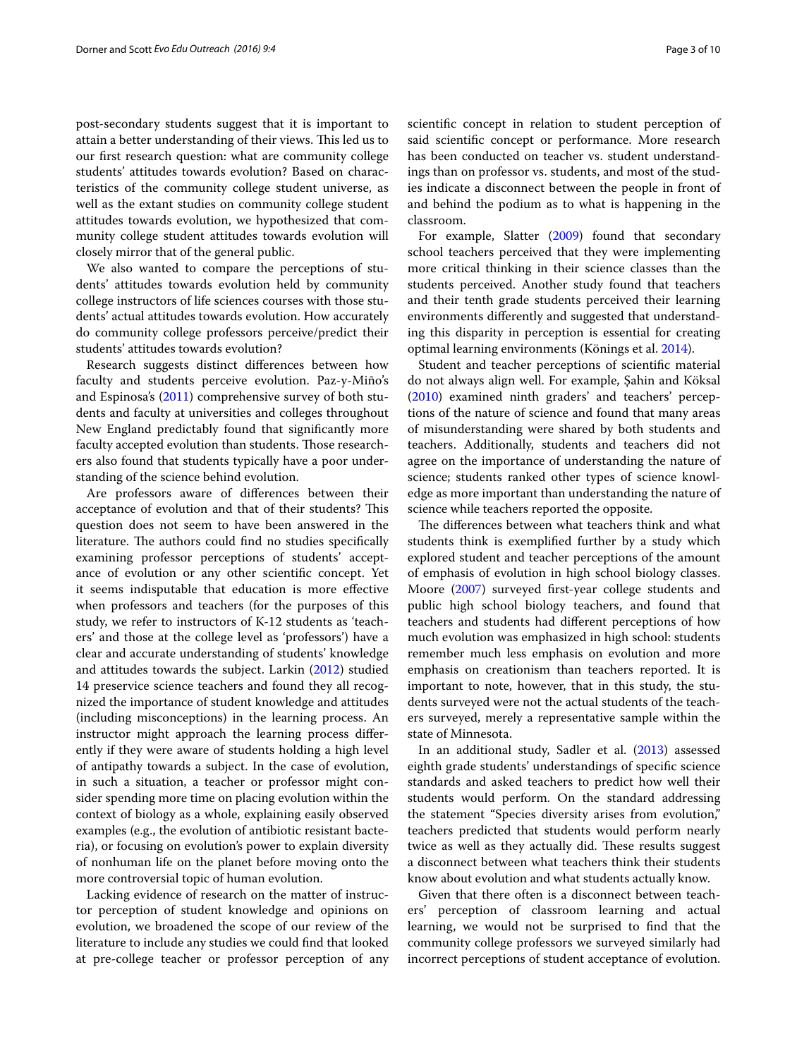post-secondary students suggest that it is important to attain a better understanding of their views. This led us to our first research question: what are community college students' attitudes towards evolution? Based on characteristics of the community college student universe, as well as the extant studies on community college student attitudes towards evolution, we hypothesized that community college student attitudes towards evolution will closely mirror that of the general public.

We also wanted to compare the perceptions of students' attitudes towards evolution held by community college instructors of life sciences courses with those students' actual attitudes towards evolution. How accurately do community college professors perceive/predict their students' attitudes towards evolution?

Research suggests distinct differences between how faculty and students perceive evolution. Paz-y-Miño's and Espinosa's (2011) comprehensive survey of both students and faculty at universities and colleges throughout New England predictably found that significantly more faculty accepted evolution than students. Those researchers also found that students typically have a poor understanding of the science behind evolution.

Are professors aware of differences between their acceptance of evolution and that of their students? This question does not seem to have been answered in the literature. The authors could find no studies specifically examining professor perceptions of students' acceptance of evolution or any other scientific concept. Yet it seems indisputable that education is more effective when professors and teachers (for the purposes of this study, we refer to instructors of K-12 students as 'teachers' and those at the college level as 'professors') have a clear and accurate understanding of students' knowledge and attitudes towards the subject. Larkin (2012) studied 14 preservice science teachers and found they all recognized the importance of student knowledge and attitudes (including misconceptions) in the learning process. An instructor might approach the learning process differently if they were aware of students holding a high level of antipathy towards a subject. In the case of evolution, in such a situation, a teacher or professor might consider spending more time on placing evolution within the context of biology as a whole, explaining easily observed examples (e.g., the evolution of antibiotic resistant bacteria), or focusing on evolution's power to explain diversity of nonhuman life on the planet before moving onto the more controversial topic of human evolution.

Lacking evidence of research on the matter of instructor perception of student knowledge and opinions on evolution, we broadened the scope of our review of the literature to include any studies we could find that looked at pre-college teacher or professor perception of any scientific concept in relation to student perception of said scientific concept or performance. More research has been conducted on teacher vs. student understandings than on professor vs. students, and most of the studies indicate a disconnect between the people in front of and behind the podium as to what is happening in the classroom.

For example, Slatter (2009) found that secondary school teachers perceived that they were implementing more critical thinking in their science classes than the students perceived. Another study found that teachers and their tenth grade students perceived their learning environments differently and suggested that understanding this disparity in perception is essential for creating optimal learning environments (Könings et al. 2014).

Student and teacher perceptions of scientific material do not always align well. For example, Şahin and Köksal (2010) examined ninth graders' and teachers' perceptions of the nature of science and found that many areas of misunderstanding were shared by both students and teachers. Additionally, students and teachers did not agree on the importance of understanding the nature of science; students ranked other types of science knowledge as more important than understanding the nature of science while teachers reported the opposite.

The differences between what teachers think and what students think is exemplified further by a study which explored student and teacher perceptions of the amount of emphasis of evolution in high school biology classes. Moore (2007) surveyed first-year college students and public high school biology teachers, and found that teachers and students had different perceptions of how much evolution was emphasized in high school: students remember much less emphasis on evolution and more emphasis on creationism than teachers reported. It is important to note, however, that in this study, the students surveyed were not the actual students of the teachers surveyed, merely a representative sample within the state of Minnesota.

In an additional study, Sadler et al. (2013) assessed eighth grade students' understandings of specific science standards and asked teachers to predict how well their students would perform. On the standard addressing the statement "Species diversity arises from evolution," teachers predicted that students would perform nearly twice as well as they actually did. These results suggest a disconnect between what teachers think their students know about evolution and what students actually know.

Given that there often is a disconnect between teachers' perception of classroom learning and actual learning, we would not be surprised to find that the community college professors we surveyed similarly had incorrect perceptions of student acceptance of evolution.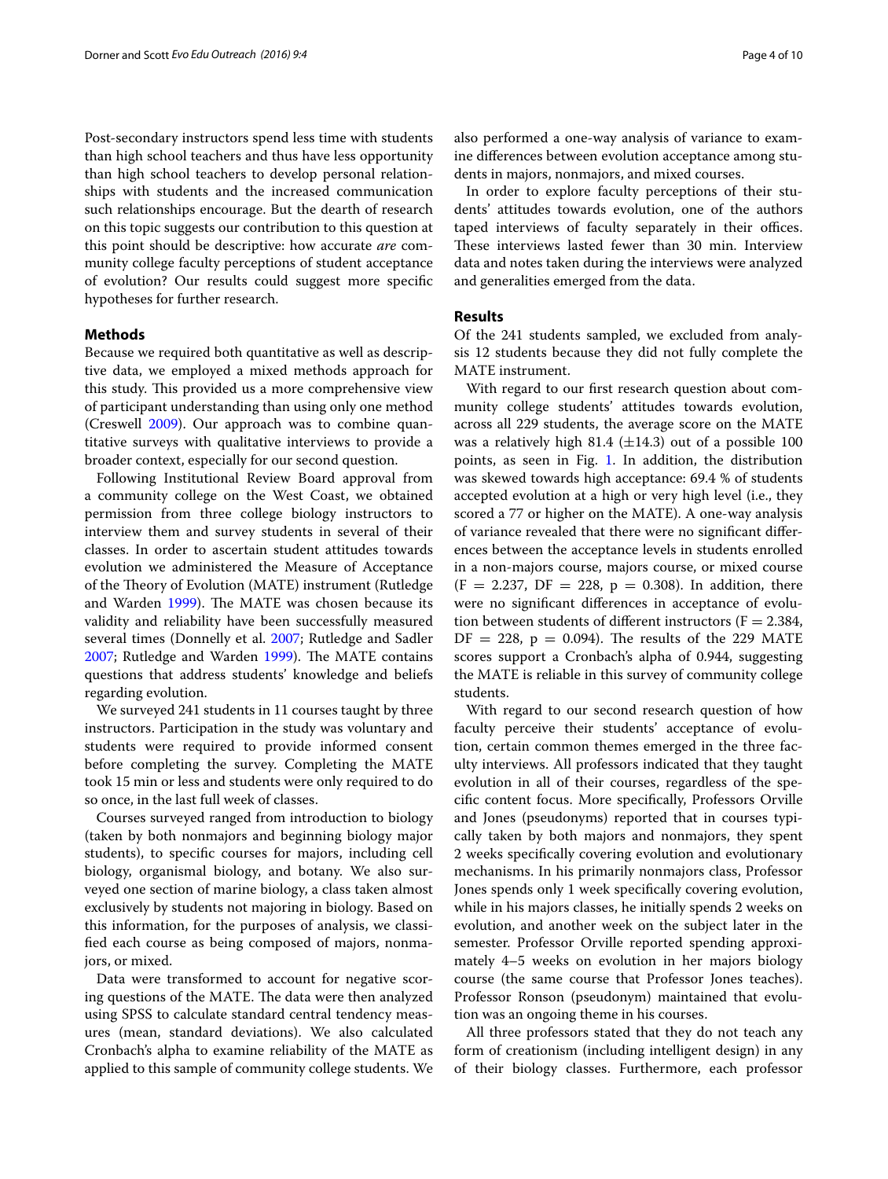Post-secondary instructors spend less time with students than high school teachers and thus have less opportunity than high school teachers to develop personal relationships with students and the increased communication such relationships encourage. But the dearth of research on this topic suggests our contribution to this question at this point should be descriptive: how accurate *are* community college faculty perceptions of student acceptance of evolution? Our results could suggest more specific hypotheses for further research.

## Methods

Because we required both quantitative as well as descriptive data, we employed a mixed methods approach for this study. This provided us a more comprehensive view of participant understanding than using only one method (Creswell 2009). Our approach was to combine quantitative surveys with qualitative interviews to provide a broader context, especially for our second question.

Following Institutional Review Board approval from a community college on the West Coast, we obtained permission from three college biology instructors to interview them and survey students in several of their classes. In order to ascertain student attitudes towards evolution we administered the Measure of Acceptance of the Theory of Evolution (MATE) instrument (Rutledge and Warden 1999). The MATE was chosen because its validity and reliability have been successfully measured several times (Donnelly et al. 2007; Rutledge and Sadler 2007; Rutledge and Warden 1999). The MATE contains questions that address students' knowledge and beliefs regarding evolution.

We surveyed 241 students in 11 courses taught by three instructors. Participation in the study was voluntary and students were required to provide informed consent before completing the survey. Completing the MATE took 15 min or less and students were only required to do so once, in the last full week of classes.

Courses surveyed ranged from introduction to biology (taken by both nonmajors and beginning biology major students), to specific courses for majors, including cell biology, organismal biology, and botany. We also surveyed one section of marine biology, a class taken almost exclusively by students not majoring in biology. Based on this information, for the purposes of analysis, we classified each course as being composed of majors, nonmajors, or mixed.

Data were transformed to account for negative scoring questions of the MATE. The data were then analyzed using SPSS to calculate standard central tendency measures (mean, standard deviations). We also calculated Cronbach's alpha to examine reliability of the MATE as applied to this sample of community college students. We also performed a one-way analysis of variance to examine differences between evolution acceptance among students in majors, nonmajors, and mixed courses.

In order to explore faculty perceptions of their students' attitudes towards evolution, one of the authors taped interviews of faculty separately in their offices. These interviews lasted fewer than 30 min. Interview data and notes taken during the interviews were analyzed and generalities emerged from the data.

## Results

Of the 241 students sampled, we excluded from analysis 12 students because they did not fully complete the MATE instrument.

With regard to our first research question about community college students' attitudes towards evolution, across all 229 students, the average score on the MATE was a relatively high 81.4 ($\pm$14.3) out of a possible 100 points, as seen in Fig. 1. In addition, the distribution was skewed towards high acceptance: 69.4 % of students accepted evolution at a high or very high level (i.e., they scored a 77 or higher on the MATE). A one-way analysis of variance revealed that there were no significant differences between the acceptance levels in students enrolled in a non-majors course, majors course, or mixed course ($F = 2.237$, $DF = 228$, $p = 0.308$). In addition, there were no significant differences in acceptance of evolution between students of different instructors ($F = 2.384$, $DF = 228$, $p = 0.094$). The results of the 229 MATE scores support a Cronbach's alpha of 0.944, suggesting the MATE is reliable in this survey of community college students.

With regard to our second research question of how faculty perceive their students' acceptance of evolution, certain common themes emerged in the three faculty interviews. All professors indicated that they taught evolution in all of their courses, regardless of the specific content focus. More specifically, Professors Orville and Jones (pseudonyms) reported that in courses typically taken by both majors and nonmajors, they spent 2 weeks specifically covering evolution and evolutionary mechanisms. In his primarily nonmajors class, Professor Jones spends only 1 week specifically covering evolution, while in his majors classes, he initially spends 2 weeks on evolution, and another week on the subject later in the semester. Professor Orville reported spending approximately 4–5 weeks on evolution in her majors biology course (the same course that Professor Jones teaches). Professor Ronson (pseudonym) maintained that evolution was an ongoing theme in his courses.

All three professors stated that they do not teach any form of creationism (including intelligent design) in any of their biology classes. Furthermore, each professor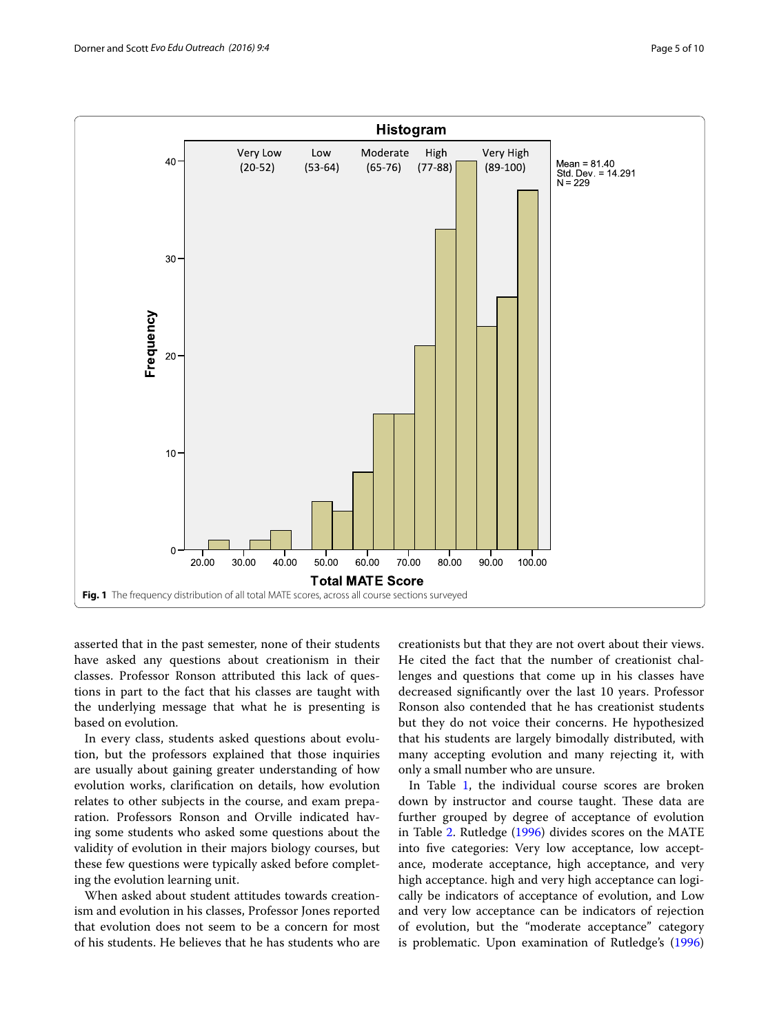Histogram

Very Low (20-52)
Low (53-64)
Moderate (65-76)
High (77-88)
Very High (89-100)

Mean = 81.40
Std. Dev. = 14.291
N = 229

Frequency

0
10
20
30
40

20.00
30.00
40.00
50.00
60.00
70.00
80.00
90.00
100.00

Total MATE Score

**Fig. 1** The frequency distribution of all total MATE scores, across all course sections surveyed

asserted that in the past semester, none of their students have asked any questions about creationism in their classes. Professor Ronson attributed this lack of questions in part to the fact that his classes are taught with the underlying message that what he is presenting is based on evolution.

In every class, students asked questions about evolution, but the professors explained that those inquiries are usually about gaining greater understanding of how evolution works, clarification on details, how evolution relates to other subjects in the course, and exam preparation. Professors Ronson and Orville indicated having some students who asked some questions about the validity of evolution in their majors biology courses, but these few questions were typically asked before completing the evolution learning unit.

When asked about student attitudes towards creationism and evolution in his classes, Professor Jones reported that evolution does not seem to be a concern for most of his students. He believes that he has students who are creationists but that they are not overt about their views. He cited the fact that the number of creationist challenges and questions that come up in his classes have decreased significantly over the last 10 years. Professor Ronson also contended that he has creationist students but they do not voice their concerns. He hypothesized that his students are largely bimodally distributed, with many accepting evolution and many rejecting it, with only a small number who are unsure.

In Table 1, the individual course scores are broken down by instructor and course taught. These data are further grouped by degree of acceptance of evolution in Table 2. Rutledge (1996) divides scores on the MATE into five categories: Very low acceptance, low acceptance, moderate acceptance, high acceptance, and very high acceptance. high and very high acceptance can logically be indicators of acceptance of evolution, and Low and very low acceptance can be indicators of rejection of evolution, but the "moderate acceptance" category is problematic. Upon examination of Rutledge's (1996)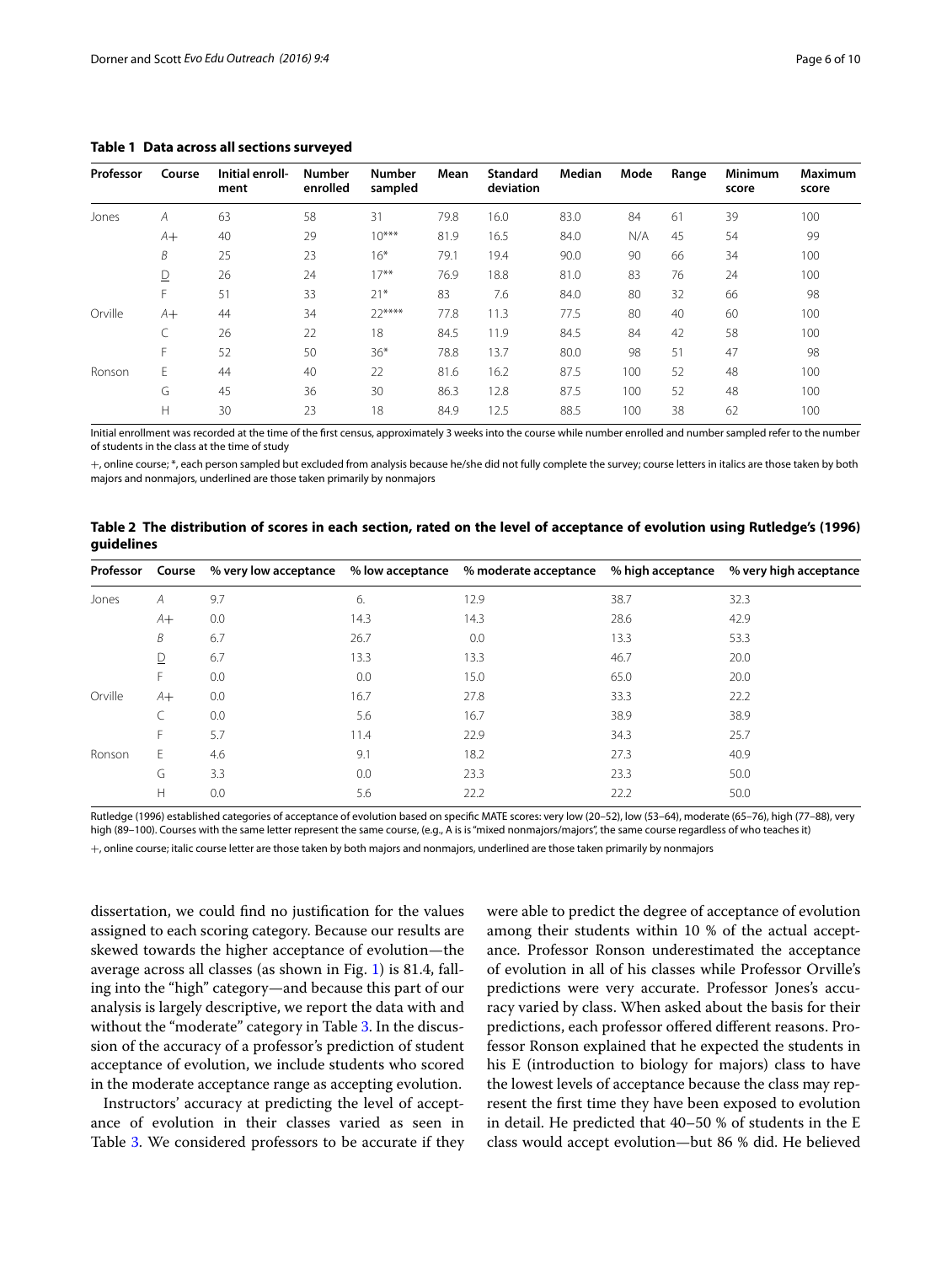**Table 1 Data across all sections surveyed**

| Professor | Course | Initial enrollment | Number enrolled | Number sampled | Mean | Standard deviation | Median | Mode | Range | Minimum score | Maximum score |
|---|---|---|---|---|---|---|---|---|---|---|---|
| Jones | *A* | 63 | 58 | 31 | 79.8 | 16.0 | 83.0 | 84 | 61 | 39 | 100 |
| | *A*+ | 40 | 29 | 10*** | 81.9 | 16.5 | 84.0 | N/A | 45 | 54 | 99 |
| | *B* | 25 | 23 | 16* | 79.1 | 19.4 | 90.0 | 90 | 66 | 34 | 100 |
| | <u>D</u> | 26 | 24 | 17** | 76.9 | 18.8 | 81.0 | 83 | 76 | 24 | 100 |
| | F | 51 | 33 | 21* | 83 | 7.6 | 84.0 | 80 | 32 | 66 | 98 |
| Orville | *A*+ | 44 | 34 | 22**** | 77.8 | 11.3 | 77.5 | 80 | 40 | 60 | 100 |
| | C | 26 | 22 | 18 | 84.5 | 11.9 | 84.5 | 84 | 42 | 58 | 100 |
| | F | 52 | 50 | 36* | 78.8 | 13.7 | 80.0 | 98 | 51 | 47 | 98 |
| Ronson | E | 44 | 40 | 22 | 81.6 | 16.2 | 87.5 | 100 | 52 | 48 | 100 |
| | G | 45 | 36 | 30 | 86.3 | 12.8 | 87.5 | 100 | 52 | 48 | 100 |
| | H | 30 | 23 | 18 | 84.9 | 12.5 | 88.5 | 100 | 38 | 62 | 100 |

Initial enrollment was recorded at the time of the first census, approximately 3 weeks into the course while number enrolled and number sampled refer to the number of students in the class at the time of study

+, online course; *, each person sampled but excluded from analysis because he/she did not fully complete the survey; course letters in italics are those taken by both majors and nonmajors, underlined are those taken primarily by nonmajors

**Table 2 The distribution of scores in each section, rated on the level of acceptance of evolution using Rutledge's (1996) guidelines**

| Professor | Course | % very low acceptance | % low acceptance | % moderate acceptance | % high acceptance | % very high acceptance |
|---|---|---|---|---|---|---|
| Jones | *A* | 9.7 | 6. | 12.9 | 38.7 | 32.3 |
| | *A*+ | 0.0 | 14.3 | 14.3 | 28.6 | 42.9 |
| | *B* | 6.7 | 26.7 | 0.0 | 13.3 | 53.3 |
| | <u>D</u> | 6.7 | 13.3 | 13.3 | 46.7 | 20.0 |
| | F | 0.0 | 0.0 | 15.0 | 65.0 | 20.0 |
| Orville | *A*+ | 0.0 | 16.7 | 27.8 | 33.3 | 22.2 |
| | C | 0.0 | 5.6 | 16.7 | 38.9 | 38.9 |
| | F | 5.7 | 11.4 | 22.9 | 34.3 | 25.7 |
| Ronson | E | 4.6 | 9.1 | 18.2 | 27.3 | 40.9 |
| | G | 3.3 | 0.0 | 23.3 | 23.3 | 50.0 |
| | H | 0.0 | 5.6 | 22.2 | 22.2 | 50.0 |

Rutledge (1996) established categories of acceptance of evolution based on specific MATE scores: very low (20–52), low (53–64), moderate (65–76), high (77–88), very high (89–100). Courses with the same letter represent the same course, (e.g., A is is "mixed nonmajors/majors", the same course regardless of who teaches it)

+, online course; italic course letter are those taken by both majors and nonmajors, underlined are those taken primarily by nonmajors

dissertation, we could find no justification for the values assigned to each scoring category. Because our results are skewed towards the higher acceptance of evolution—the average across all classes (as shown in Fig. 1) is 81.4, falling into the "high" category—and because this part of our analysis is largely descriptive, we report the data with and without the "moderate" category in Table 3. In the discussion of the accuracy of a professor's prediction of student acceptance of evolution, we include students who scored in the moderate acceptance range as accepting evolution.

Instructors' accuracy at predicting the level of acceptance of evolution in their classes varied as seen in Table 3. We considered professors to be accurate if they were able to predict the degree of acceptance of evolution among their students within 10 % of the actual acceptance. Professor Ronson underestimated the acceptance of evolution in all of his classes while Professor Orville's predictions were very accurate. Professor Jones's accuracy varied by class. When asked about the basis for their predictions, each professor offered different reasons. Professor Ronson explained that he expected the students in his E (introduction to biology for majors) class to have the lowest levels of acceptance because the class may represent the first time they have been exposed to evolution in detail. He predicted that 40–50 % of students in the E class would accept evolution—but 86 % did. He believed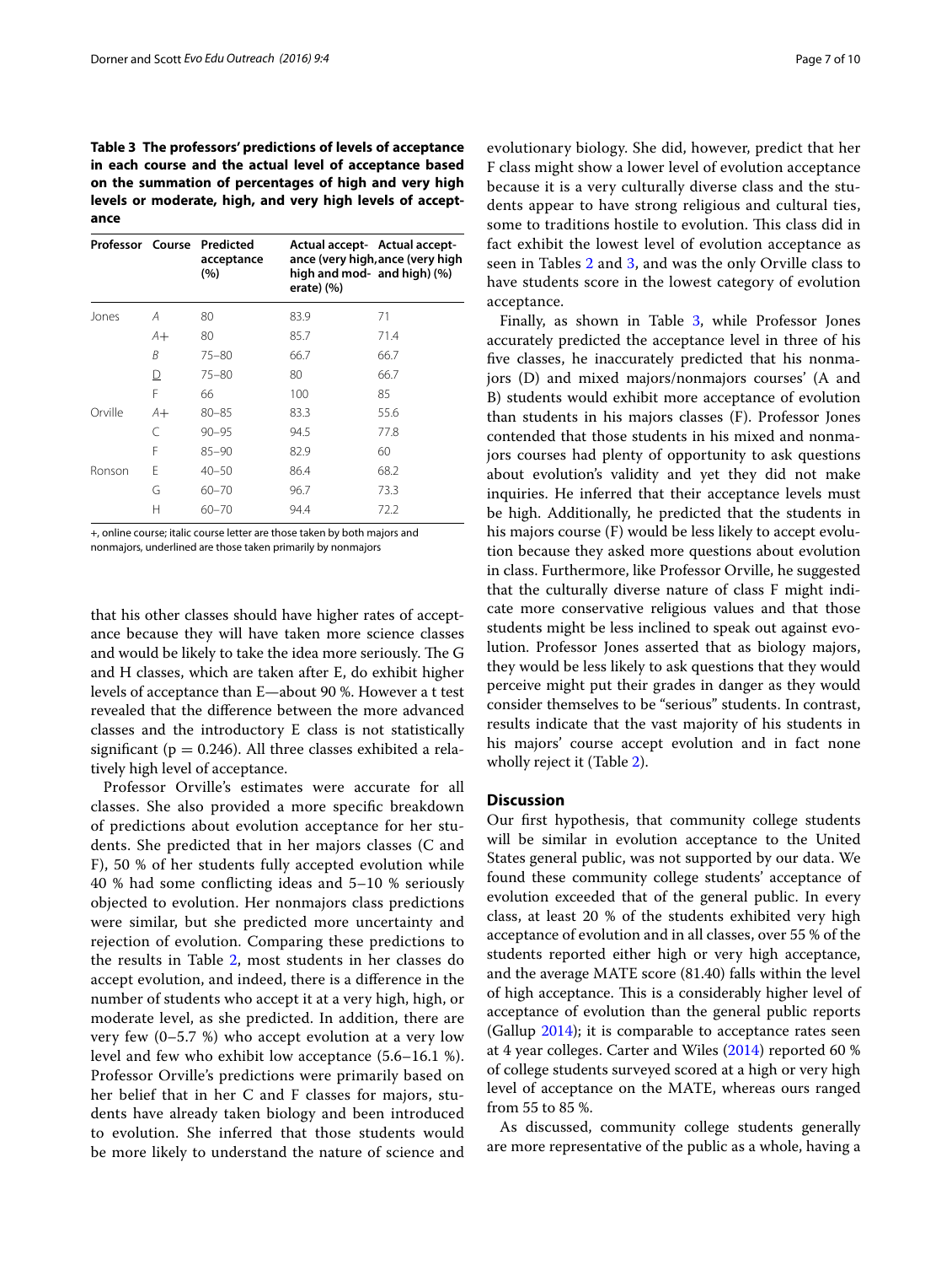**Table 3 The professors' predictions of levels of acceptance in each course and the actual level of acceptance based on the summation of percentages of high and very high levels or moderate, high, and very high levels of acceptance**

| Professor | Course | Predicted acceptance (%) | Actual acceptance (very high, high and moderate) (%) | Actual acceptance (very high and high) (%) |
|---|---|---|---|---|
| Jones | *A* | 80 | 83.9 | 71 |
| | *A*+ | 80 | 85.7 | 71.4 |
| | *B* | 75–80 | 66.7 | 66.7 |
| | D | 75–80 | 80 | 66.7 |
| | F | 66 | 100 | 85 |
| Orville | *A*+ | 80–85 | 83.3 | 55.6 |
| | C | 90–95 | 94.5 | 77.8 |
| | F | 85–90 | 82.9 | 60 |
| Ronson | E | 40–50 | 86.4 | 68.2 |
| | G | 60–70 | 96.7 | 73.3 |
| | H | 60–70 | 94.4 | 72.2 |

+, online course; italic course letter are those taken by both majors and nonmajors, underlined are those taken primarily by nonmajors

that his other classes should have higher rates of acceptance because they will have taken more science classes and would be likely to take the idea more seriously. The G and H classes, which are taken after E, do exhibit higher levels of acceptance than E—about 90 %. However a t test revealed that the difference between the more advanced classes and the introductory E class is not statistically significant ($p = 0.246$). All three classes exhibited a relatively high level of acceptance.

Professor Orville's estimates were accurate for all classes. She also provided a more specific breakdown of predictions about evolution acceptance for her students. She predicted that in her majors classes (C and F), 50 % of her students fully accepted evolution while 40 % had some conflicting ideas and 5–10 % seriously objected to evolution. Her nonmajors class predictions were similar, but she predicted more uncertainty and rejection of evolution. Comparing these predictions to the results in Table 2, most students in her classes do accept evolution, and indeed, there is a difference in the number of students who accept it at a very high, high, or moderate level, as she predicted. In addition, there are very few (0–5.7 %) who accept evolution at a very low level and few who exhibit low acceptance (5.6–16.1 %). Professor Orville's predictions were primarily based on her belief that in her C and F classes for majors, students have already taken biology and been introduced to evolution. She inferred that those students would be more likely to understand the nature of science and evolutionary biology. She did, however, predict that her F class might show a lower level of evolution acceptance because it is a very culturally diverse class and the students appear to have strong religious and cultural ties, some to traditions hostile to evolution. This class did in fact exhibit the lowest level of evolution acceptance as seen in Tables 2 and 3, and was the only Orville class to have students score in the lowest category of evolution acceptance.

Finally, as shown in Table 3, while Professor Jones accurately predicted the acceptance level in three of his five classes, he inaccurately predicted that his nonmajors (D) and mixed majors/nonmajors courses' (A and B) students would exhibit more acceptance of evolution than students in his majors classes (F). Professor Jones contended that those students in his mixed and nonmajors courses had plenty of opportunity to ask questions about evolution's validity and yet they did not make inquiries. He inferred that their acceptance levels must be high. Additionally, he predicted that the students in his majors course (F) would be less likely to accept evolution because they asked more questions about evolution in class. Furthermore, like Professor Orville, he suggested that the culturally diverse nature of class F might indicate more conservative religious values and that those students might be less inclined to speak out against evolution. Professor Jones asserted that as biology majors, they would be less likely to ask questions that they would perceive might put their grades in danger as they would consider themselves to be "serious" students. In contrast, results indicate that the vast majority of his students in his majors' course accept evolution and in fact none wholly reject it (Table 2).

## Discussion

Our first hypothesis, that community college students will be similar in evolution acceptance to the United States general public, was not supported by our data. We found these community college students' acceptance of evolution exceeded that of the general public. In every class, at least 20 % of the students exhibited very high acceptance of evolution and in all classes, over 55 % of the students reported either high or very high acceptance, and the average MATE score (81.40) falls within the level of high acceptance. This is a considerably higher level of acceptance of evolution than the general public reports (Gallup 2014); it is comparable to acceptance rates seen at 4 year colleges. Carter and Wiles (2014) reported 60 % of college students surveyed scored at a high or very high level of acceptance on the MATE, whereas ours ranged from 55 to 85 %.

As discussed, community college students generally are more representative of the public as a whole, having a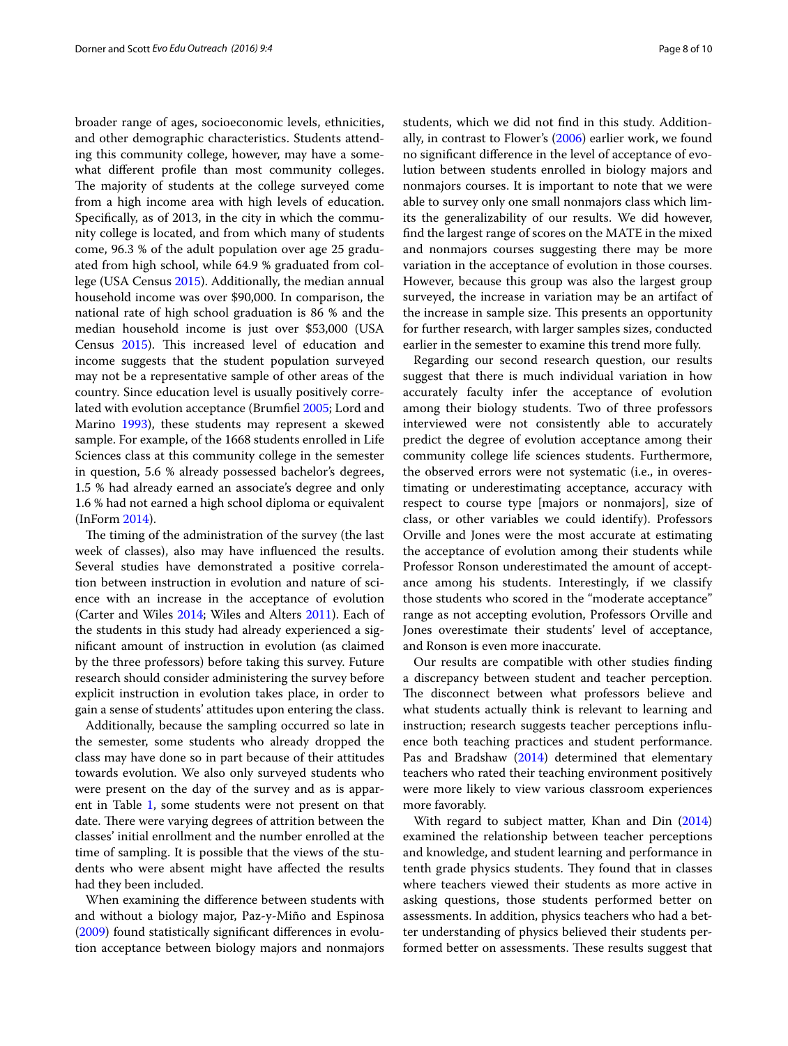broader range of ages, socioeconomic levels, ethnicities, and other demographic characteristics. Students attending this community college, however, may have a somewhat different profile than most community colleges. The majority of students at the college surveyed come from a high income area with high levels of education. Specifically, as of 2013, in the city in which the community college is located, and from which many of students come, 96.3 % of the adult population over age 25 graduated from high school, while 64.9 % graduated from college (USA Census 2015). Additionally, the median annual household income was over $90,000. In comparison, the national rate of high school graduation is 86 % and the median household income is just over $53,000 (USA Census 2015). This increased level of education and income suggests that the student population surveyed may not be a representative sample of other areas of the country. Since education level is usually positively correlated with evolution acceptance (Brumfiel 2005; Lord and Marino 1993), these students may represent a skewed sample. For example, of the 1668 students enrolled in Life Sciences class at this community college in the semester in question, 5.6 % already possessed bachelor's degrees, 1.5 % had already earned an associate's degree and only 1.6 % had not earned a high school diploma or equivalent (InForm 2014).

The timing of the administration of the survey (the last week of classes), also may have influenced the results. Several studies have demonstrated a positive correlation between instruction in evolution and nature of science with an increase in the acceptance of evolution (Carter and Wiles 2014; Wiles and Alters 2011). Each of the students in this study had already experienced a significant amount of instruction in evolution (as claimed by the three professors) before taking this survey. Future research should consider administering the survey before explicit instruction in evolution takes place, in order to gain a sense of students' attitudes upon entering the class.

Additionally, because the sampling occurred so late in the semester, some students who already dropped the class may have done so in part because of their attitudes towards evolution. We also only surveyed students who were present on the day of the survey and as is apparent in Table 1, some students were not present on that date. There were varying degrees of attrition between the classes' initial enrollment and the number enrolled at the time of sampling. It is possible that the views of the students who were absent might have affected the results had they been included.

When examining the difference between students with and without a biology major, Paz-y-Miño and Espinosa (2009) found statistically significant differences in evolution acceptance between biology majors and nonmajors students, which we did not find in this study. Additionally, in contrast to Flower's (2006) earlier work, we found no significant difference in the level of acceptance of evolution between students enrolled in biology majors and nonmajors courses. It is important to note that we were able to survey only one small nonmajors class which limits the generalizability of our results. We did however, find the largest range of scores on the MATE in the mixed and nonmajors courses suggesting there may be more variation in the acceptance of evolution in those courses. However, because this group was also the largest group surveyed, the increase in variation may be an artifact of the increase in sample size. This presents an opportunity for further research, with larger samples sizes, conducted earlier in the semester to examine this trend more fully.

Regarding our second research question, our results suggest that there is much individual variation in how accurately faculty infer the acceptance of evolution among their biology students. Two of three professors interviewed were not consistently able to accurately predict the degree of evolution acceptance among their community college life sciences students. Furthermore, the observed errors were not systematic (i.e., in overestimating or underestimating acceptance, accuracy with respect to course type [majors or nonmajors], size of class, or other variables we could identify). Professors Orville and Jones were the most accurate at estimating the acceptance of evolution among their students while Professor Ronson underestimated the amount of acceptance among his students. Interestingly, if we classify those students who scored in the "moderate acceptance" range as not accepting evolution, Professors Orville and Jones overestimate their students' level of acceptance, and Ronson is even more inaccurate.

Our results are compatible with other studies finding a discrepancy between student and teacher perception. The disconnect between what professors believe and what students actually think is relevant to learning and instruction; research suggests teacher perceptions influence both teaching practices and student performance. Pas and Bradshaw (2014) determined that elementary teachers who rated their teaching environment positively were more likely to view various classroom experiences more favorably.

With regard to subject matter, Khan and Din (2014) examined the relationship between teacher perceptions and knowledge, and student learning and performance in tenth grade physics students. They found that in classes where teachers viewed their students as more active in asking questions, those students performed better on assessments. In addition, physics teachers who had a better understanding of physics believed their students performed better on assessments. These results suggest that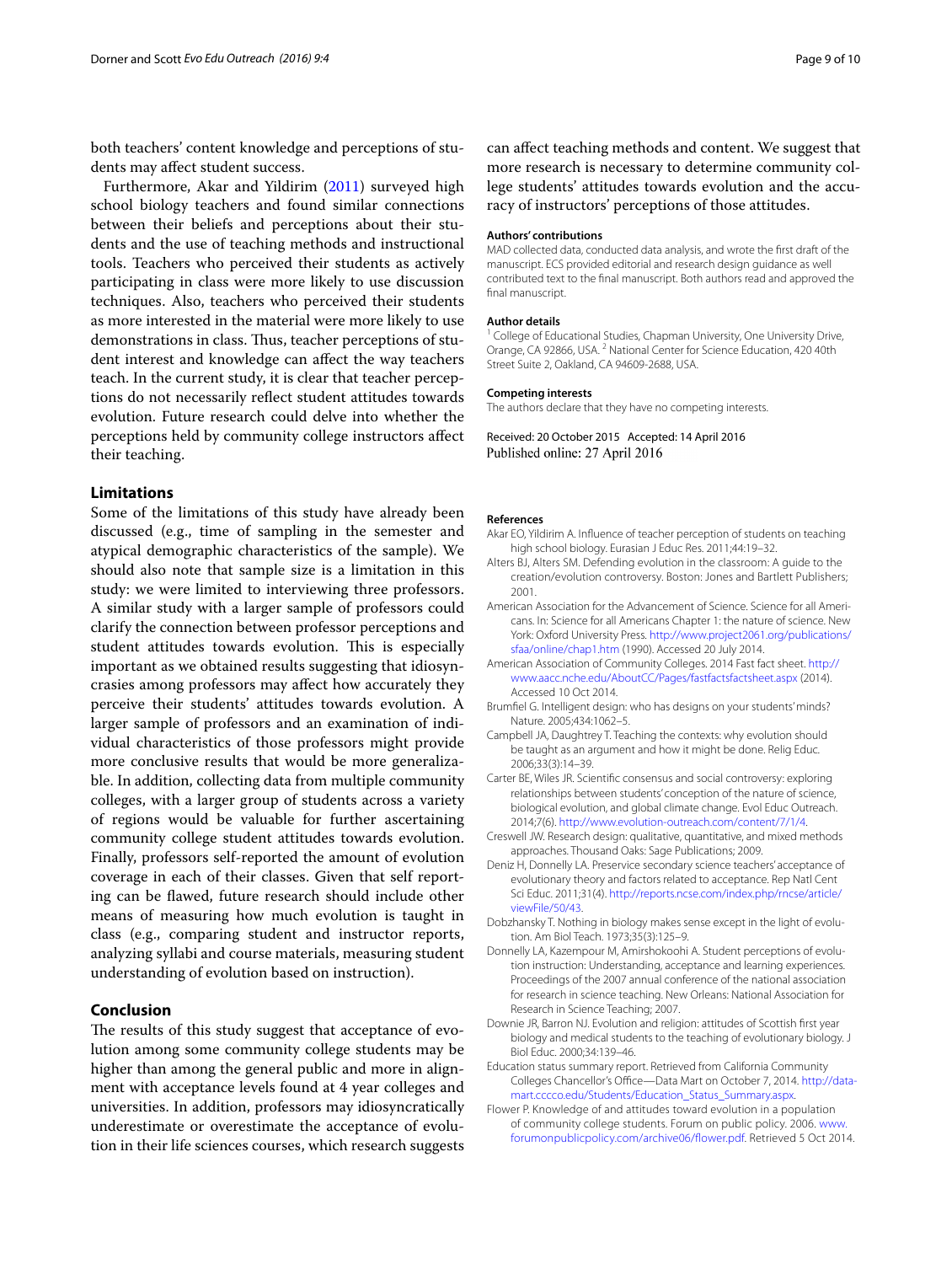both teachers' content knowledge and perceptions of students may affect student success.

Furthermore, Akar and Yildirim (2011) surveyed high school biology teachers and found similar connections between their beliefs and perceptions about their students and the use of teaching methods and instructional tools. Teachers who perceived their students as actively participating in class were more likely to use discussion techniques. Also, teachers who perceived their students as more interested in the material were more likely to use demonstrations in class. Thus, teacher perceptions of student interest and knowledge can affect the way teachers teach. In the current study, it is clear that teacher perceptions do not necessarily reflect student attitudes towards evolution. Future research could delve into whether the perceptions held by community college instructors affect their teaching.

## Limitations

Some of the limitations of this study have already been discussed (e.g., time of sampling in the semester and atypical demographic characteristics of the sample). We should also note that sample size is a limitation in this study: we were limited to interviewing three professors. A similar study with a larger sample of professors could clarify the connection between professor perceptions and student attitudes towards evolution. This is especially important as we obtained results suggesting that idiosyncrasies among professors may affect how accurately they perceive their students' attitudes towards evolution. A larger sample of professors and an examination of individual characteristics of those professors might provide more conclusive results that would be more generalizable. In addition, collecting data from multiple community colleges, with a larger group of students across a variety of regions would be valuable for further ascertaining community college student attitudes towards evolution. Finally, professors self-reported the amount of evolution coverage in each of their classes. Given that self reporting can be flawed, future research should include other means of measuring how much evolution is taught in class (e.g., comparing student and instructor reports, analyzing syllabi and course materials, measuring student understanding of evolution based on instruction).

## Conclusion

The results of this study suggest that acceptance of evolution among some community college students may be higher than among the general public and more in alignment with acceptance levels found at 4 year colleges and universities. In addition, professors may idiosyncratically underestimate or overestimate the acceptance of evolution in their life sciences courses, which research suggests can affect teaching methods and content. We suggest that more research is necessary to determine community college students' attitudes towards evolution and the accuracy of instructors' perceptions of those attitudes.

### Authors' contributions

MAD collected data, conducted data analysis, and wrote the first draft of the manuscript. ECS provided editorial and research design guidance as well contributed text to the final manuscript. Both authors read and approved the final manuscript.

### Author details

[1] College of Educational Studies, Chapman University, One University Drive, Orange, CA 92866, USA. [2] National Center for Science Education, 420 40th Street Suite 2, Oakland, CA 94609-2688, USA.

### Competing interests

The authors declare that they have no competing interests.

Received: 20 October 2015 Accepted: 14 April 2016
Published online: 27 April 2016

### References

- Akar EO, Yildirim A. Influence of teacher perception of students on teaching high school biology. Eurasian J Educ Res. 2011;44:19–32.
- Alters BJ, Alters SM. Defending evolution in the classroom: A guide to the creation/evolution controversy. Boston: Jones and Bartlett Publishers; 2001.
- American Association for the Advancement of Science. Science for all Americans. In: Science for all Americans Chapter 1: the nature of science. New York: Oxford University Press. http://www.project2061.org/publications/sfaa/online/chap1.htm (1990). Accessed 20 July 2014.
- American Association of Community Colleges. 2014 Fast fact sheet. http://www.aacc.nche.edu/AboutCC/Pages/fastfactsfactsheet.aspx (2014). Accessed 10 Oct 2014.
- Brumfiel G. Intelligent design: who has designs on your students' minds? Nature. 2005;434:1062–5.
- Campbell JA, Daughtrey T. Teaching the contexts: why evolution should be taught as an argument and how it might be done. Relig Educ. 2006;33(3):14–39.
- Carter BE, Wiles JR. Scientific consensus and social controversy: exploring relationships between students' conception of the nature of science, biological evolution, and global climate change. Evol Educ Outreach. 2014;7(6). http://www.evolution-outreach.com/content/7/1/4.
- Creswell JW. Research design: qualitative, quantitative, and mixed methods approaches. Thousand Oaks: Sage Publications; 2009.
- Deniz H, Donnelly LA. Preservice secondary science teachers' acceptance of evolutionary theory and factors related to acceptance. Rep Natl Cent Sci Educ. 2011;31(4). http://reports.ncse.com/index.php/rncse/article/viewFile/50/43.
- Dobzhansky T. Nothing in biology makes sense except in the light of evolution. Am Biol Teach. 1973;35(3):125–9.
- Donnelly LA, Kazempour M, Amirshokoohi A. Student perceptions of evolution instruction: Understanding, acceptance and learning experiences. Proceedings of the 2007 annual conference of the national association for research in science teaching. New Orleans: National Association for Research in Science Teaching; 2007.
- Downie JR, Barron NJ. Evolution and religion: attitudes of Scottish first year biology and medical students to the teaching of evolutionary biology. J Biol Educ. 2000;34:139–46.
- Education status summary report. Retrieved from California Community Colleges Chancellor's Office—Data Mart on October 7, 2014. http://datamart.cccco.edu/Students/Education_Status_Summary.aspx.
- Flower P. Knowledge of and attitudes toward evolution in a population of community college students. Forum on public policy. 2006. www.forumonpublicpolicy.com/archive06/flower.pdf. Retrieved 5 Oct 2014.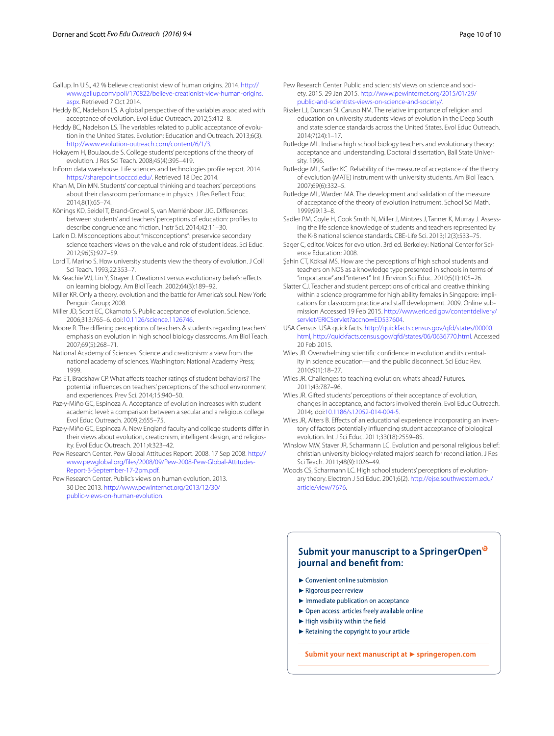Gallup. In U.S., 42 % believe creationist view of human origins. 2014. http://www.gallup.com/poll/170822/believe-creationist-view-human-origins.aspx. Retrieved 7 Oct 2014.

Heddy BC, Nadelson LS. A global perspective of the variables associated with acceptance of evolution. Evol Educ Outreach. 2012;5:412–8.

Heddy BC, Nadelson LS. The variables related to public acceptance of evolution in the United States. Evolution: Education and Outreach. 2013;6(3). http://www.evolution-outreach.com/content/6/1/3.

Hokayem H, BouJaoude S. College students' perceptions of the theory of evolution. J Res Sci Teach. 2008;45(4):395–419.

InForm data warehouse. Life sciences and technologies profile report. 2014. https://sharepoint.socccd.edu/. Retrieved 18 Dec 2014.

Khan M, Din MN. Students' conceptual thinking and teachers' perceptions about their classroom performance in physics. J Res Reflect Educ. 2014;8(1):65–74.

Könings KD, Seidel T, Brand-Growel S, van Merriënboer JJG. Differences between students' and teachers' perceptions of education: profiles to describe congruence and friction. Instr Sci. 2014;42:11–30.

Larkin D. Misconceptions about "misconceptions": preservice secondary science teachers' views on the value and role of student ideas. Sci Educ. 2012;96(5):927–59.

Lord T, Marino S. How university students view the theory of evolution. J Coll Sci Teach. 1993;22:353–7.

McKeachie WJ, Lin Y, Strayer J. Creationist versus evolutionary beliefs: effects on learning biology. Am Biol Teach. 2002;64(3):189–92.

Miller KR. Only a theory. evolution and the battle for America's soul. New York: Penguin Group; 2008.

Miller JD, Scott EC, Okamoto S. Public acceptance of evolution. Science. 2006;313:765–6. doi:10.1126/science.1126746.

Moore R. The differing perceptions of teachers & students regarding teachers' emphasis on evolution in high school biology classrooms. Am Biol Teach. 2007;69(5):268–71.

National Academy of Sciences. Science and creationism: a view from the national academy of sciences. Washington: National Academy Press; 1999.

Pas ET, Bradshaw CP. What affects teacher ratings of student behaviors? The potential influences on teachers' perceptions of the school environment and experiences. Prev Sci. 2014;15:940–50.

Paz-y-Miño GC, Espinoza A. Acceptance of evolution increases with student academic level: a comparison between a secular and a religious college. Evol Educ Outreach. 2009;2:655–75.

Paz-y-Miño GC, Espinoza A. New England faculty and college students differ in their views about evolution, creationism, intelligent design, and religiosity. Evol Educ Outreach. 2011;4:323–42.

Pew Research Center. Pew Global Attitudes Report. 2008. 17 Sep 2008. http://www.pewglobal.org/files/2008/09/Pew-2008-Pew-Global-Attitudes-Report-3-September-17-2pm.pdf.

Pew Research Center. Public's views on human evolution. 2013. 30 Dec 2013. http://www.pewinternet.org/2013/12/30/public-views-on-human-evolution.

Pew Research Center. Public and scientists' views on science and society. 2015. 29 Jan 2015. http://www.pewinternet.org/2015/01/29/public-and-scientists-views-on-science-and-society/.

Rissler LJ, Duncan SI, Caruso NM. The relative importance of religion and education on university students' views of evolution in the Deep South and state science standards across the United States. Evol Educ Outreach. 2014;7(24):1–17.

Rutledge ML. Indiana high school biology teachers and evolutionary theory: acceptance and understanding. Doctoral dissertation, Ball State University. 1996.

Rutledge ML, Sadler KC. Reliability of the measure of acceptance of the theory of evolution (MATE) instrument with university students. Am Biol Teach. 2007;69(6):332–5.

Rutledge ML, Warden MA. The development and validation of the measure of acceptance of the theory of evolution instrument. School Sci Math. 1999;99:13–8.

Sadler PM, Coyle H, Cook Smith N, Miller J, Mintzes J, Tanner K, Murray J. Assessing the life science knowledge of students and teachers represented by the K-8 national science standards. CBE-Life Sci. 2013;12(3):533–75.

Sager C, editor. Voices for evolution. 3rd ed. Berkeley: National Center for Science Education; 2008.

Şahin CT, Köksal MS. How are the perceptions of high school students and teachers on NOS as a knowledge type presented in schools in terms of "importance" and "interest". Int J Environ Sci Educ. 2010;5(1):105–26.

Slatter CJ. Teacher and student perceptions of critical and creative thinking within a science programme for high ability females in Singapore: implications for classroom practice and staff development. 2009. Online submission Accessed 19 Feb 2015. http://www.eric.ed.gov/contentdelivery/servlet/ERICServlet?accno=ED537604.

USA Census. USA quick facts. http://quickfacts.census.gov/qfd/states/00000.html, http://quickfacts.census.gov/qfd/states/06/0636770.html. Accessed 20 Feb 2015.

Wiles JR. Overwhelming scientific confidence in evolution and its centrality in science education—and the public disconnect. Sci Educ Rev. 2010;9(1):18–27.

Wiles JR. Challenges to teaching evolution: what's ahead? Futures. 2011;43:787–96.

Wiles JR. Gifted students' perceptions of their acceptance of evolution, changes in acceptance, and factors involved therein. Evol Educ Outreach. 2014;. doi:10.1186/s12052-014-004-5.

Wiles JR, Alters B. Effects of an educational experience incorporating an inventory of factors potentially influencing student acceptance of biological evolution. Int J Sci Educ. 2011;33(18):2559–85.

Winslow MW, Staver JR, Scharmann LC. Evolution and personal religious belief: christian university biology-related majors' search for reconciliation. J Res Sci Teach. 2011;48(9):1026–49.

Woods CS, Scharmann LC. High school students' perceptions of evolutionary theory. Electron J Sci Educ. 2001;6(2). http://ejse.southwestern.edu/article/view/7676.

**Submit your manuscript to a SpringerOpen journal and benefit from:**

- ► Convenient online submission
- ► Rigorous peer review
- ► Immediate publication on acceptance
- ► Open access: articles freely available online
- ► High visibility within the field
- ► Retaining the copyright to your article

**Submit your next manuscript at ► springeropen.com**